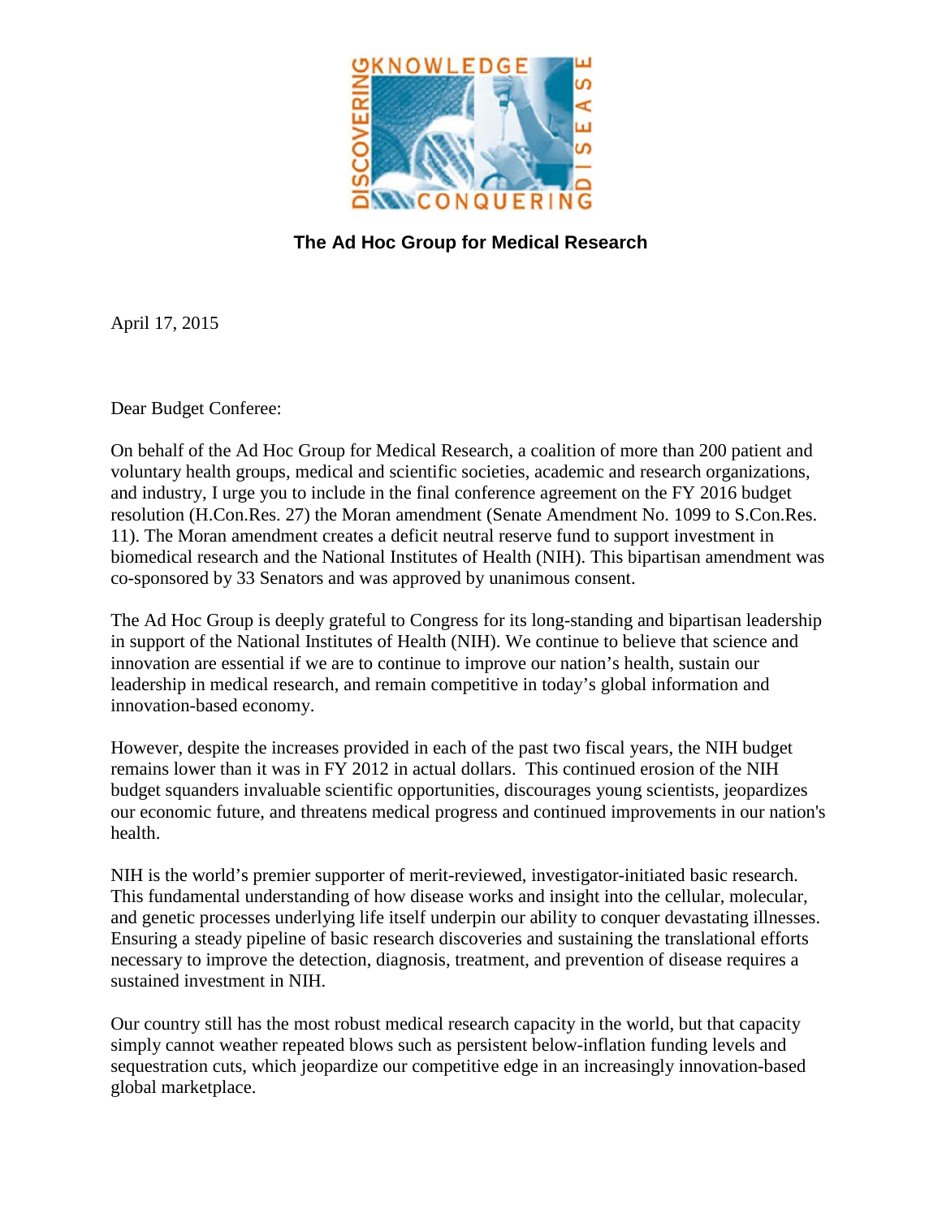**The Ad Hoc Group for Medical Research**

April 17, 2015

Dear Budget Conferee:

On behalf of the Ad Hoc Group for Medical Research, a coalition of more than 200 patient and voluntary health groups, medical and scientific societies, academic and research organizations, and industry, I urge you to include in the final conference agreement on the FY 2016 budget resolution (H.Con.Res. 27) the Moran amendment (Senate Amendment No. 1099 to S.Con.Res. 11). The Moran amendment creates a deficit neutral reserve fund to support investment in biomedical research and the National Institutes of Health (NIH). This bipartisan amendment was co-sponsored by 33 Senators and was approved by unanimous consent.

The Ad Hoc Group is deeply grateful to Congress for its long-standing and bipartisan leadership in support of the National Institutes of Health (NIH). We continue to believe that science and innovation are essential if we are to continue to improve our nation's health, sustain our leadership in medical research, and remain competitive in today's global information and innovation-based economy.

However, despite the increases provided in each of the past two fiscal years, the NIH budget remains lower than it was in FY 2012 in actual dollars. This continued erosion of the NIH budget squanders invaluable scientific opportunities, discourages young scientists, jeopardizes our economic future, and threatens medical progress and continued improvements in our nation's health.

NIH is the world's premier supporter of merit-reviewed, investigator-initiated basic research. This fundamental understanding of how disease works and insight into the cellular, molecular, and genetic processes underlying life itself underpin our ability to conquer devastating illnesses. Ensuring a steady pipeline of basic research discoveries and sustaining the translational efforts necessary to improve the detection, diagnosis, treatment, and prevention of disease requires a sustained investment in NIH.

Our country still has the most robust medical research capacity in the world, but that capacity simply cannot weather repeated blows such as persistent below-inflation funding levels and sequestration cuts, which jeopardize our competitive edge in an increasingly innovation-based global marketplace.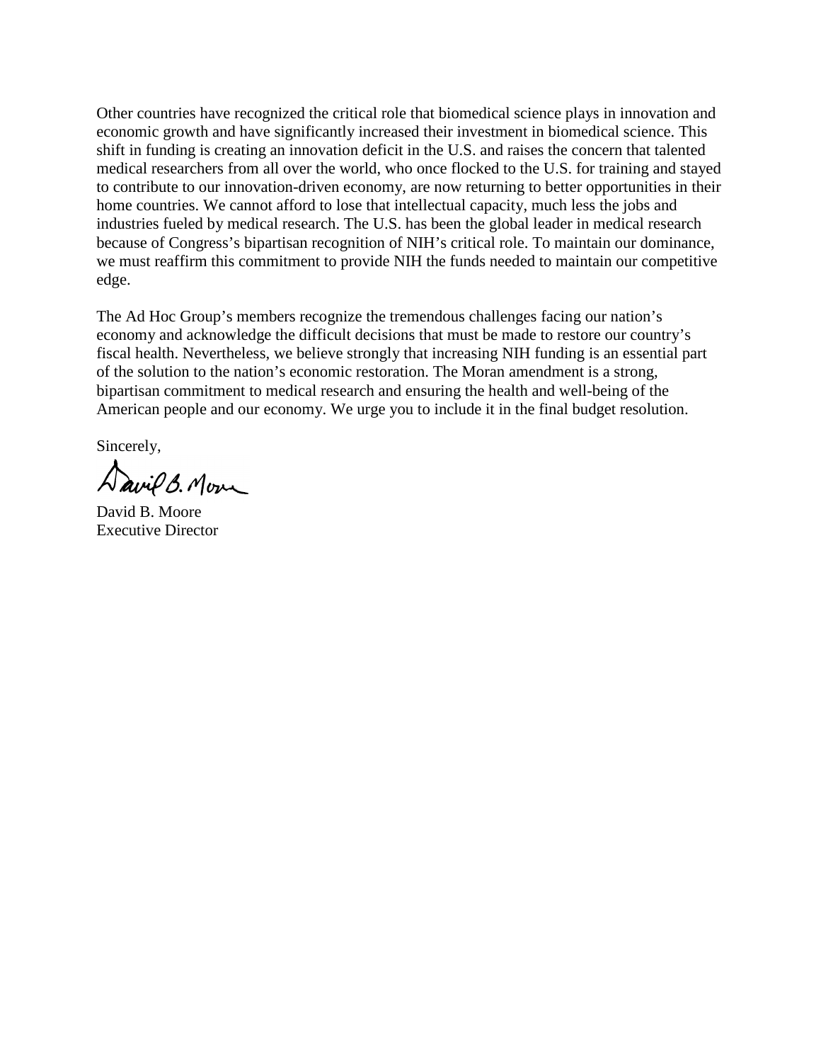Other countries have recognized the critical role that biomedical science plays in innovation and economic growth and have significantly increased their investment in biomedical science. This shift in funding is creating an innovation deficit in the U.S. and raises the concern that talented medical researchers from all over the world, who once flocked to the U.S. for training and stayed to contribute to our innovation-driven economy, are now returning to better opportunities in their home countries. We cannot afford to lose that intellectual capacity, much less the jobs and industries fueled by medical research. The U.S. has been the global leader in medical research because of Congress's bipartisan recognition of NIH's critical role. To maintain our dominance, we must reaffirm this commitment to provide NIH the funds needed to maintain our competitive edge.

The Ad Hoc Group's members recognize the tremendous challenges facing our nation's economy and acknowledge the difficult decisions that must be made to restore our country's fiscal health. Nevertheless, we believe strongly that increasing NIH funding is an essential part of the solution to the nation's economic restoration. The Moran amendment is a strong, bipartisan commitment to medical research and ensuring the health and well-being of the American people and our economy. We urge you to include it in the final budget resolution.

Sincerely,

David B. Moore
Executive Director